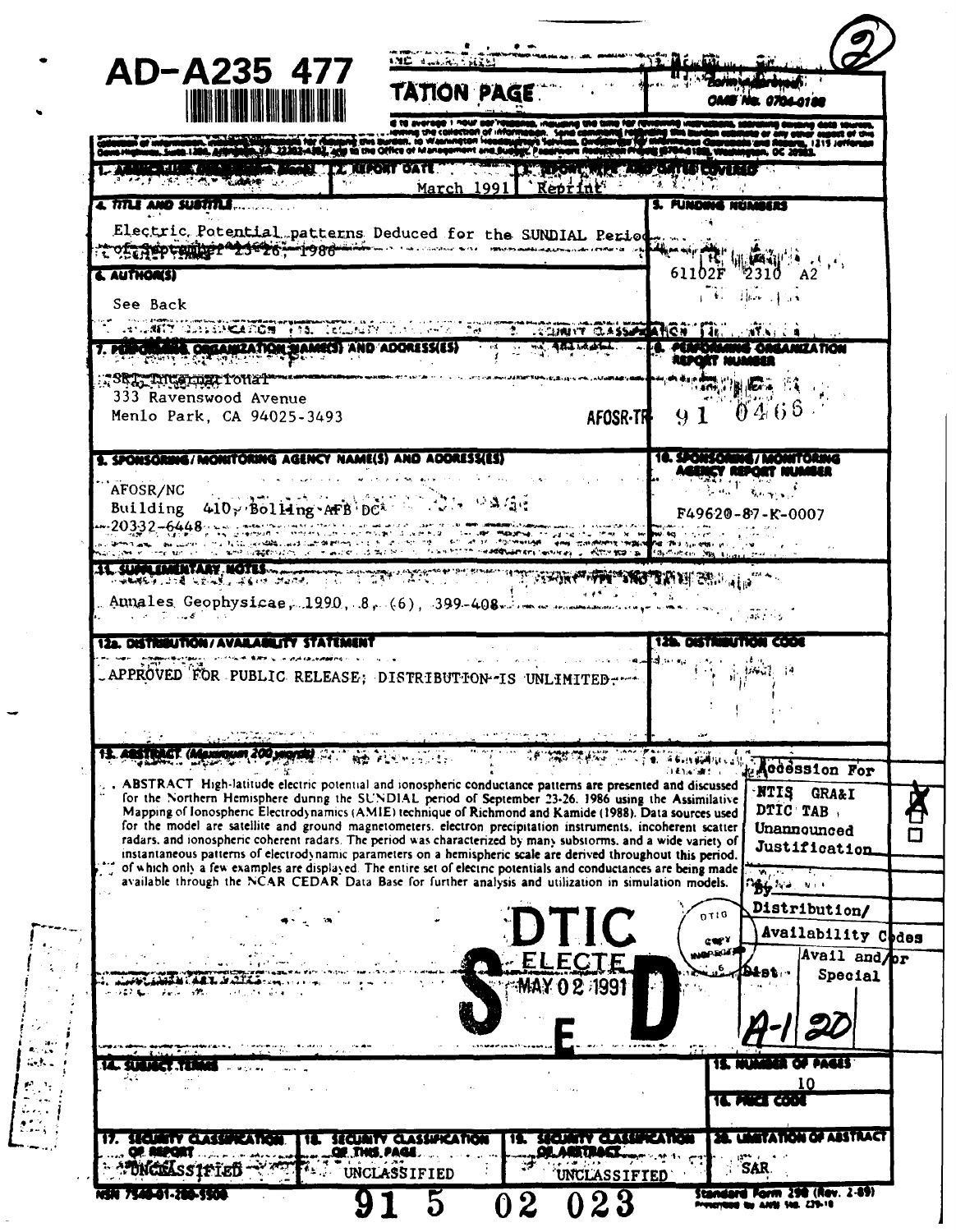AD-A235 477

# REPORT DOCUMENTATION PAGE

Form Approved
OMB No. 0704-0188

| | | |
|---|---|---|
| 1. AGENCY USE ONLY (Leave blank) | 2. REPORT DATE March 1991 | 3. REPORT TYPE AND DATES COVERED Reprint |
| 4. TITLE AND SUBTITLE Electric Potential patterns Deduced for the SUNDIAL Period of September 23-26, 1986 | | 5. FUNDING NUMBERS 61102F 2310 A2 |
| 6. AUTHOR(S) See Back | | |
| 7. PERFORMING ORGANIZATION NAME(S) AND ADDRESS(ES) SRI International 333 Ravenswood Avenue Menlo Park, CA 94025-3493 | | 8. PERFORMING ORGANIZATION REPORT NUMBER AFOSR-TR 91 0466 |
| 9. SPONSORING/MONITORING AGENCY NAME(S) AND ADDRESS(ES) AFOSR/NC Building 410, Bolling AFB DC 20332-6448 | | 10. SPONSORING/MONITORING AGENCY REPORT NUMBER F49620-87-K-0007 |
| 11. SUPPLEMENTARY NOTES Annales Geophysicae, 1990, 8, (6), 399-408 | | |
| 12a. DISTRIBUTION/AVAILABILITY STATEMENT APPROVED FOR PUBLIC RELEASE; DISTRIBUTION IS UNLIMITED | | 12b. DISTRIBUTION CODE |

13. ABSTRACT (Maximum 200 words)

ABSTRACT High-latitude electric potential and ionospheric conductance patterns are presented and discussed for the Northern Hemisphere during the SUNDIAL period of September 23-26, 1986 using the Assimilative Mapping of Ionospheric Electrodynamics (AMIE) technique of Richmond and Kamide (1988). Data sources used for the model are satellite and ground magnetometers, electron precipitation instruments, incoherent scatter radars, and ionospheric coherent radars. The period was characterized by many substorms, and a wide variety of instantaneous patterns of electrodynamic parameters on a hemispheric scale are derived throughout this period, of which only a few examples are displayed. The entire set of electric potentials and conductances are being made available through the NCAR CEDAR Data Base for further analysis and utilization in simulation models.

DTIC ELECTE MAY 02 1991 S E D

| Accession For | |
|---|---|
| NTIS GRA&I | X |
| DTIC TAB | |
| Unannounced | |
| Justification | |
| By | |
| Distribution/ | |
| Availability Codes | |
| Dist | Avail and/or Special |
| A-1 | 20 |

| | |
|---|---|
| 14. SUBJECT TERMS | 15. NUMBER OF PAGES 10 |
| | 16. PRICE CODE |

| 17. SECURITY CLASSIFICATION OF REPORT | 18. SECURITY CLASSIFICATION OF THIS PAGE | 19. SECURITY CLASSIFICATION OF ABSTRACT | 20. LIMITATION OF ABSTRACT |
|---|---|---|---|
| UNCLASSIFIED | UNCLASSIFIED | UNCLASSIFIED | SAR |

NSN 7540-01-280-5500

91 5 02 023

Standard Form 298 (Rev. 2-89)
Prescribed by ANSI Std. Z39-18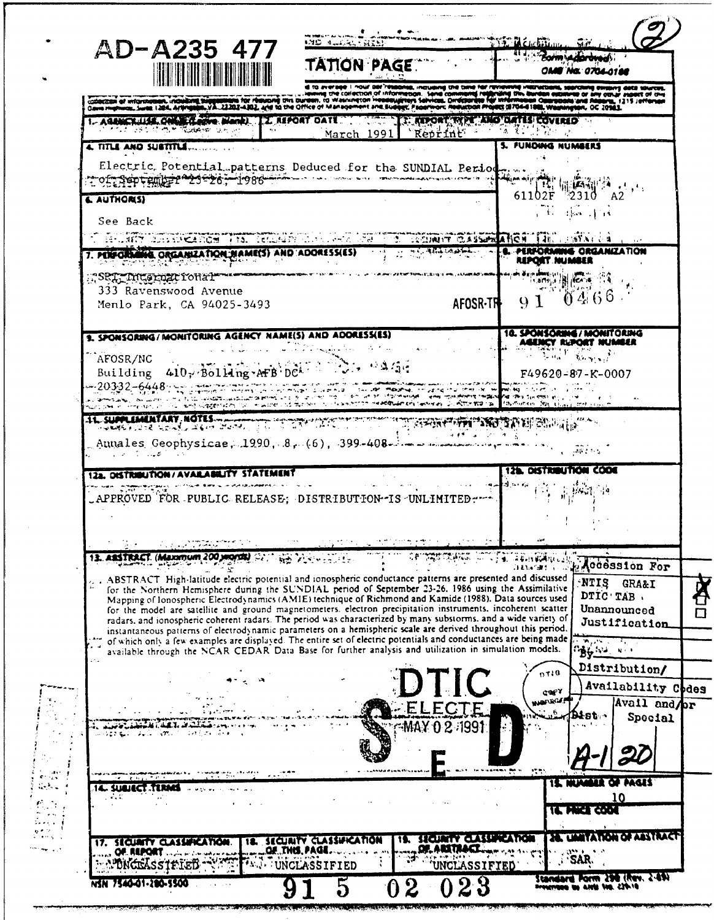AD-A235 477

# REPORT DOCUMENTATION PAGE

Form Approved
OMB No. 0704-0188

| | | |
|---|---|---|
| 1. AGENCY USE ONLY (Leave blank) | 2. REPORT DATE<br>March 1991 | 3. REPORT TYPE AND DATES COVERED<br>Reprint |
| 4. TITLE AND SUBTITLE<br>Electric Potential patterns Deduced for the SUNDIAL Period of September 23-26, 1986 | | 5. FUNDING NUMBERS<br>61102F 2310 A2 |
| 6. AUTHOR(S)<br>See Back | | |
| 7. PERFORMING ORGANIZATION NAME(S) AND ADDRESS(ES)<br>SRI International<br>333 Ravenswood Avenue<br>Menlo Park, CA 94025-3493 | | 8. PERFORMING ORGANIZATION REPORT NUMBER<br>AFOSR-TR 91 0466 |
| 9. SPONSORING/MONITORING AGENCY NAME(S) AND ADDRESS(ES)<br>AFOSR/NC<br>Building 410, Bolling AFB DC<br>20332-6448 | | 10. SPONSORING/MONITORING AGENCY REPORT NUMBER<br>F49620-87-K-0007 |
| 11. SUPPLEMENTARY NOTES<br>Annales Geophysicae, 1990, 8, (6), 399-408 | | |
| 12a. DISTRIBUTION/AVAILABILITY STATEMENT<br>APPROVED FOR PUBLIC RELEASE; DISTRIBUTION IS UNLIMITED | | 12b. DISTRIBUTION CODE |

13. ABSTRACT (Maximum 200 words)

ABSTRACT High-latitude electric potential and ionospheric conductance patterns are presented and discussed for the Northern Hemisphere during the SUNDIAL period of September 23-26, 1986 using the Assimilative Mapping of Ionospheric Electrodynamics (AMIE) technique of Richmond and Kamide (1988). Data sources used for the model are satellite and ground magnetometers, electron precipitation instruments, incoherent scatter radars, and ionospheric coherent radars. The period was characterized by many substorms, and a wide variety of instantaneous patterns of electrodynamic parameters on a hemispheric scale are derived throughout this period, of which only a few examples are displayed. The entire set of electric potentials and conductances are being made available through the NCAR CEDAR Data Base for further analysis and utilization in simulation models.

DTIC ELECTE MAY 02 1991 S E D

| Accession For | |
|---|---|
| NTIS GRA&I | X |
| DTIC TAB | |
| Unannounced | |
| Justification | |
| By | |
| Distribution/ | |
| Availability Codes | |
| Dist | Avail and/or Special |
| A-1 | 20 |

| | |
|---|---|
| 14. SUBJECT TERMS | 15. NUMBER OF PAGES<br>10 |
| | 16. PRICE CODE |

| 17. SECURITY CLASSIFICATION OF REPORT | 18. SECURITY CLASSIFICATION OF THIS PAGE | 19. SECURITY CLASSIFICATION OF ABSTRACT | 20. LIMITATION OF ABSTRACT |
|---|---|---|---|
| UNCLASSIFIED | UNCLASSIFIED | UNCLASSIFIED | SAR |

NSN 7540-01-280-5500

91 5 02 023

Standard Form 298 (Rev. 2-89)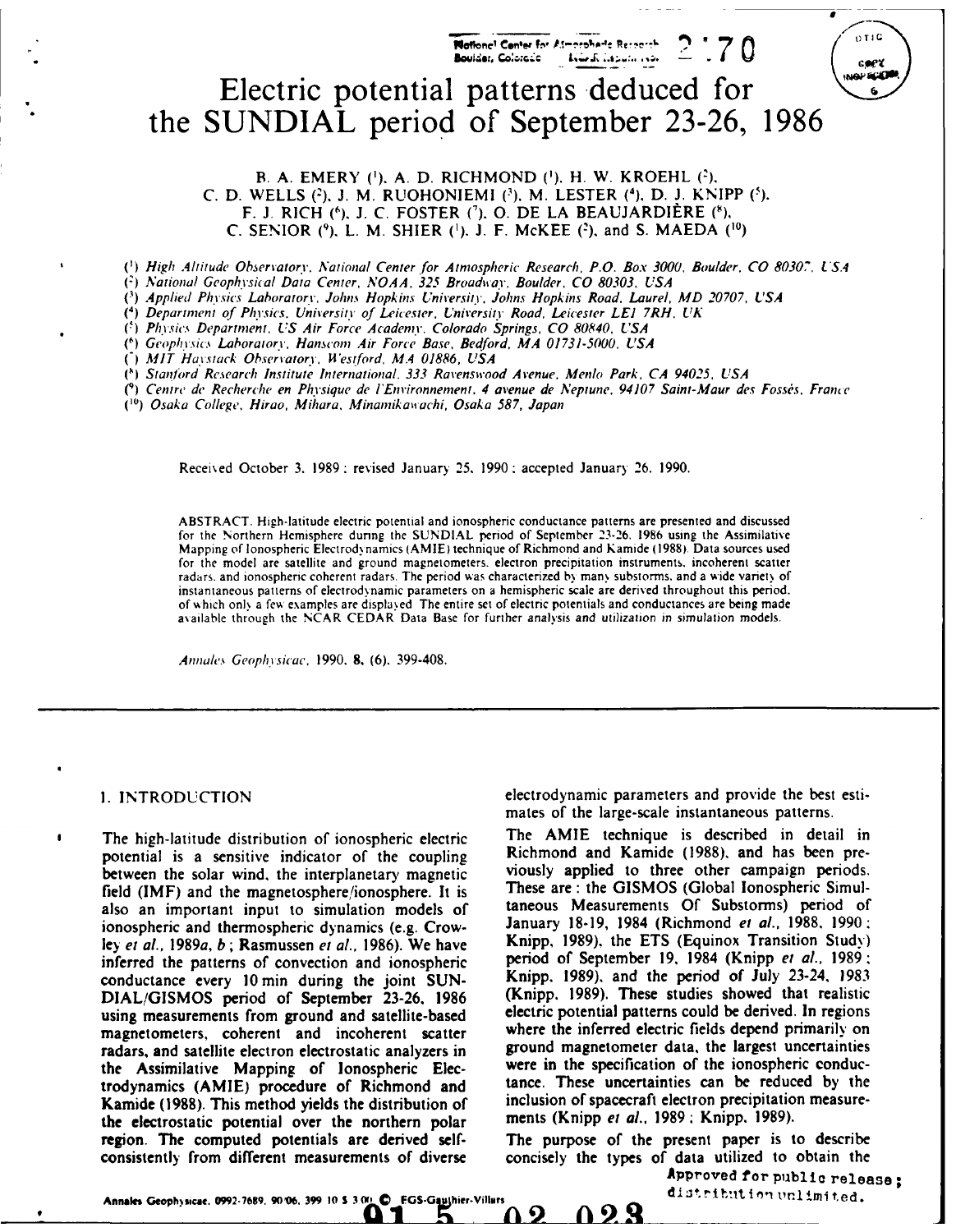# Electric potential patterns deduced for the SUNDIAL period of September 23-26, 1986

B. A. EMERY [1], A. D. RICHMOND [1], H. W. KROEHL [2], C. D. WELLS [2], J. M. RUOHONIEMI [3], M. LESTER [4], D. J. KNIPP [5], F. J. RICH [6], J. C. FOSTER [7], O. DE LA BEAUJARDIÈRE [8], C. SENIOR [9], L. M. SHIER [1], J. F. McKEE [2], and S. MAEDA [10]

[1] *High Altitude Observatory, National Center for Atmospheric Research, P.O. Box 3000, Boulder, CO 80307, USA*
[2] *National Geophysical Data Center, NOAA, 325 Broadway, Boulder, CO 80303, USA*
[3] *Applied Physics Laboratory, Johns Hopkins University, Johns Hopkins Road, Laurel, MD 20707, USA*
[4] *Department of Physics, University of Leicester, University Road, Leicester LE1 7RH, UK*
[5] *Physics Department, US Air Force Academy, Colorado Springs, CO 80840, USA*
[6] *Geophysics Laboratory, Hanscom Air Force Base, Bedford, MA 01731-5000, USA*
[7] *MIT Haystack Observatory, Westford, MA 01886, USA*
[8] *Stanford Research Institute International, 333 Ravenswood Avenue, Menlo Park, CA 94025, USA*
[9] *Centre de Recherche en Physique de l'Environnement, 4 avenue de Neptune, 94107 Saint-Maur des Fossés, France*
[10] *Osaka College, Hirao, Mihara, Minamikawachi, Osaka 587, Japan*

Received October 3, 1989; revised January 25, 1990; accepted January 26, 1990.

ABSTRACT. High-latitude electric potential and ionospheric conductance patterns are presented and discussed for the Northern Hemisphere during the SUNDIAL period of September 23-26, 1986 using the Assimilative Mapping of Ionospheric Electrodynamics (AMIE) technique of Richmond and Kamide (1988). Data sources used for the model are satellite and ground magnetometers, electron precipitation instruments, incoherent scatter radars, and ionospheric coherent radars. The period was characterized by many substorms, and a wide variety of instantaneous patterns of electrodynamic parameters on a hemispheric scale are derived throughout this period, of which only a few examples are displayed. The entire set of electric potentials and conductances are being made available through the NCAR CEDAR Data Base for further analysis and utilization in simulation models.

*Annales Geophysicae*, 1990, **8**, (6), 399-408.

## 1. INTRODUCTION

The high-latitude distribution of ionospheric electric potential is a sensitive indicator of the coupling between the solar wind, the interplanetary magnetic field (IMF) and the magnetosphere/ionosphere. It is also an important input to simulation models of ionospheric and thermospheric dynamics (e.g. Crowley *et al.*, 1989*a*, *b*; Rasmussen *et al.*, 1986). We have inferred the patterns of convection and ionospheric conductance every 10 min during the joint SUNDIAL/GISMOS period of September 23-26, 1986 using measurements from ground and satellite-based magnetometers, coherent and incoherent scatter radars, and satellite electron electrostatic analyzers in the Assimilative Mapping of Ionospheric Electrodynamics (AMIE) procedure of Richmond and Kamide (1988). This method yields the distribution of the electrostatic potential over the northern polar region. The computed potentials are derived self-consistently from different measurements of diverse electrodynamic parameters and provide the best estimates of the large-scale instantaneous patterns.

The AMIE technique is described in detail in Richmond and Kamide (1988), and has been previously applied to three other campaign periods. These are: the GISMOS (Global Ionospheric Simultaneous Measurements Of Substorms) period of January 18-19, 1984 (Richmond *et al.*, 1988, 1990; Knipp, 1989), the ETS (Equinox Transition Study) period of September 19, 1984 (Knipp *et al.*, 1989; Knipp, 1989), and the period of July 23-24, 1983 (Knipp, 1989). These studies showed that realistic electric potential patterns could be derived. In regions where the inferred electric fields depend primarily on ground magnetometer data, the largest uncertainties were in the specification of the ionospheric conductance. These uncertainties can be reduced by the inclusion of spacecraft electron precipitation measurements (Knipp *et al.*, 1989; Knipp, 1989).

The purpose of the present paper is to describe concisely the types of data utilized to obtain the

Approved for public release; distribution unlimited.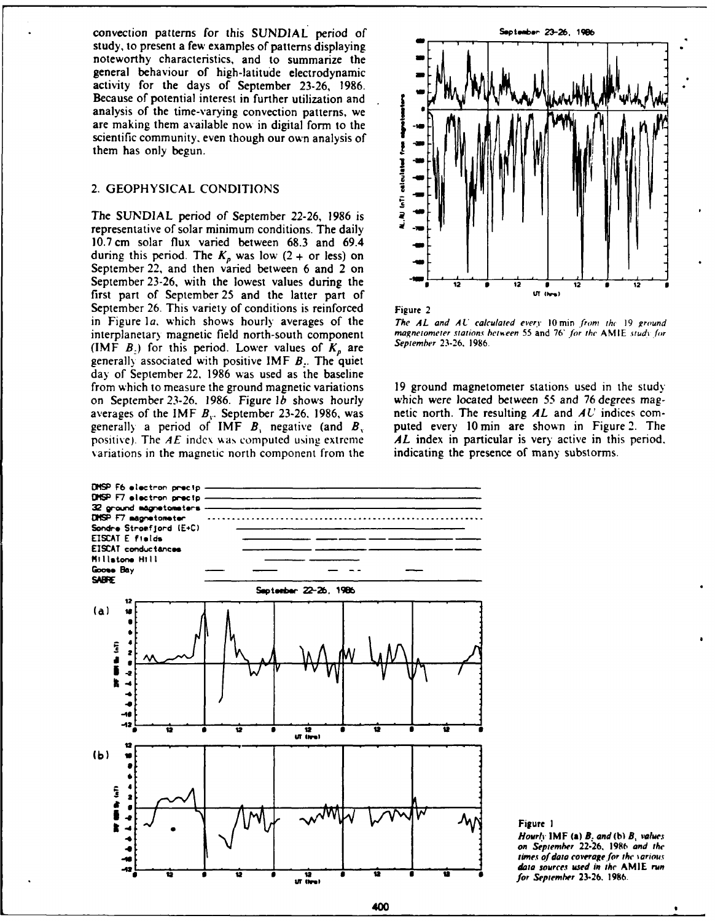convection patterns for this SUNDIAL period of study, to present a few examples of patterns displaying noteworthy characteristics, and to summarize the general behaviour of high-latitude electrodynamic activity for the days of September 23-26, 1986. Because of potential interest in further utilization and analysis of the time-varying convection patterns, we are making them available now in digital form to the scientific community, even though our own analysis of them has only begun.

## 2. GEOPHYSICAL CONDITIONS

The SUNDIAL period of September 22-26, 1986 is representative of solar minimum conditions. The daily 10.7 cm solar flux varied between 68.3 and 69.4 during this period. The $K_p$ was low (2 + or less) on September 22, and then varied between 6 and 2 on September 23-26, with the lowest values during the first part of September 25 and the latter part of September 26. This variety of conditions is reinforced in Figure 1*a*, which shows hourly averages of the interplanetary magnetic field north-south component (IMF $B_z$) for this period. Lower values of $K_p$ are generally associated with positive IMF $B_z$. The quiet day of September 22, 1986 was used as the baseline from which to measure the ground magnetic variations on September 23-26, 1986. Figure 1*b* shows hourly averages of the IMF $B_y$. September 23-26, 1986, was generally a period of IMF $B_y$ negative (and $B_x$ positive). The $AE$ index was computed using extreme variations in the magnetic north component from the 19 ground magnetometer stations used in the study which were located between 55 and 76 degrees magnetic north. The resulting $AL$ and $AU$ indices computed every 10 min are shown in Figure 2. The $AL$ index in particular is very active in this period, indicating the presence of many substorms.

Figure 2

*The AL and AU calculated every 10 min from the 19 ground magnetometer stations between 55 and 76° for the AMIE study for September 23-26, 1986.*

Figure 1

*Hourly IMF (a) $B_z$ and (b) $B_y$ values on September 22-26, 1986 and the times of data coverage for the various data sources used in the AMIE run for September 23-26, 1986.*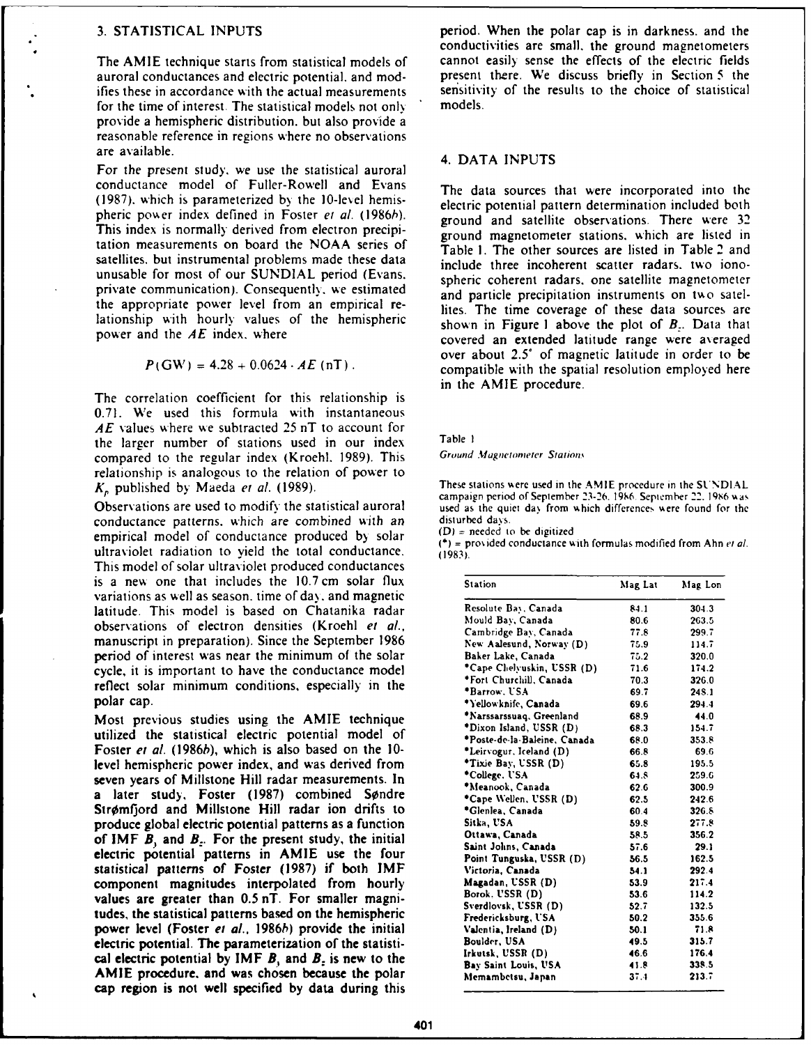## 3. STATISTICAL INPUTS

The AMIE technique starts from statistical models of auroral conductances and electric potential, and modifies these in accordance with the actual measurements for the time of interest. The statistical models not only provide a hemispheric distribution, but also provide a reasonable reference in regions where no observations are available.

For the present study, we use the statistical auroral conductance model of Fuller-Rowell and Evans (1987), which is parameterized by the 10-level hemispheric power index defined in Foster *et al.* (1986*b*). This index is normally derived from electron precipitation measurements on board the NOAA series of satellites, but instrumental problems made these data unusable for most of our SUNDIAL period (Evans, private communication). Consequently, we estimated the appropriate power level from an empirical relationship with hourly values of the hemispheric power and the $AE$ index, where

$$P(\text{GW}) = 4.28 + 0.0624 \cdot AE\ (\text{nT}).$$

The correlation coefficient for this relationship is 0.71. We used this formula with instantaneous $AE$ values where we subtracted 25 nT to account for the larger number of stations used in our index compared to the regular index (Kroehl, 1989). This relationship is analogous to the relation of power to $K_p$ published by Maeda *et al.* (1989).

Observations are used to modify the statistical auroral conductance patterns, which are combined with an empirical model of conductance produced by solar ultraviolet radiation to yield the total conductance. This model of solar ultraviolet produced conductances is a new one that includes the 10.7 cm solar flux variations as well as season, time of day, and magnetic latitude. This model is based on Chatanika radar observations of electron densities (Kroehl *et al.*, manuscript in preparation). Since the September 1986 period of interest was near the minimum of the solar cycle, it is important to have the conductance model reflect solar minimum conditions, especially in the polar cap.

Most previous studies using the AMIE technique utilized the statistical electric potential model of Foster *et al.* (1986*b*), which is also based on the 10-level hemispheric power index, and was derived from seven years of Millstone Hill radar measurements. In a later study, Foster (1987) combined Søndre Strømfjord and Millstone Hill radar ion drifts to produce global electric potential patterns as a function of IMF $B_y$ and $B_z$. For the present study, the initial electric potential patterns in AMIE use the four statistical patterns of Foster (1987) if both IMF component magnitudes interpolated from hourly values are greater than 0.5 nT. For smaller magnitudes, the statistical patterns based on the hemispheric power level (Foster *et al.*, 1986*b*) provide the initial electric potential. The parameterization of the statistical electric potential by IMF $B_y$ and $B_z$ is new to the AMIE procedure, and was chosen because the polar cap region is not well specified by data during this period. When the polar cap is in darkness, and the conductivities are small, the ground magnetometers cannot easily sense the effects of the electric fields present there. We discuss briefly in Section 5 the sensitivity of the results to the choice of statistical models.

## 4. DATA INPUTS

The data sources that were incorporated into the electric potential pattern determination included both ground and satellite observations. There were 32 ground magnetometer stations, which are listed in Table 1. The other sources are listed in Table 2 and include three incoherent scatter radars, two ionospheric coherent radars, one satellite magnetometer and particle precipitation instruments on two satellites. The time coverage of these data sources are shown in Figure 1 above the plot of $B_z$. Data that covered an extended latitude range were averaged over about 2.5° of magnetic latitude in order to be compatible with the spatial resolution employed here in the AMIE procedure.

Table 1

*Ground Magnetometer Stations*

These stations were used in the AMIE procedure in the SUNDIAL campaign period of September 23-26, 1986. September 22, 1986 was used as the quiet day from which differences were found for the disturbed days.
(D) = needed to be digitized
(*) = provided conductance with formulas modified from Ahn *et al.* (1983).

| Station | Mag Lat | Mag Lon |
|---|---|---|
| Resolute Bay, Canada | 84.1 | 304.3 |
| Mould Bay, Canada | 80.6 | 263.5 |
| Cambridge Bay, Canada | 77.8 | 299.7 |
| New Aalesund, Norway (D) | 75.9 | 114.7 |
| Baker Lake, Canada | 75.2 | 320.0 |
| *Cape Chelyuskin, USSR (D) | 71.6 | 174.2 |
| *Fort Churchill, Canada | 70.3 | 326.0 |
| *Barrow, USA | 69.7 | 248.1 |
| *Yellowknife, Canada | 69.6 | 294.4 |
| *Narssarssuaq, Greenland | 68.9 | 44.0 |
| *Dixon Island, USSR (D) | 68.3 | 154.7 |
| *Poste-de-la-Baleine, Canada | 68.0 | 353.8 |
| *Leirvogur, Iceland (D) | 66.8 | 69.6 |
| *Tixie Bay, USSR (D) | 65.8 | 195.5 |
| *College, USA | 64.8 | 259.0 |
| *Meanook, Canada | 62.6 | 300.9 |
| *Cape Wellen, USSR (D) | 62.5 | 242.6 |
| *Glenlea, Canada | 60.4 | 326.8 |
| Sitka, USA | 59.8 | 277.8 |
| Ottawa, Canada | 58.5 | 356.2 |
| Saint Johns, Canada | 57.6 | 29.1 |
| Point Tunguska, USSR (D) | 56.5 | 162.5 |
| Victoria, Canada | 54.1 | 292.4 |
| Magadan, USSR (D) | 53.9 | 217.4 |
| Borok, USSR (D) | 53.6 | 114.2 |
| Sverdlovsk, USSR (D) | 52.7 | 132.5 |
| Fredericksburg, USA | 50.2 | 355.6 |
| Valentia, Ireland (D) | 50.1 | 71.8 |
| Boulder, USA | 49.5 | 315.7 |
| Irkutsk, USSR (D) | 46.6 | 176.4 |
| Bay Saint Louis, USA | 41.8 | 338.5 |
| Memambetsu, Japan | 37.4 | 213.7 |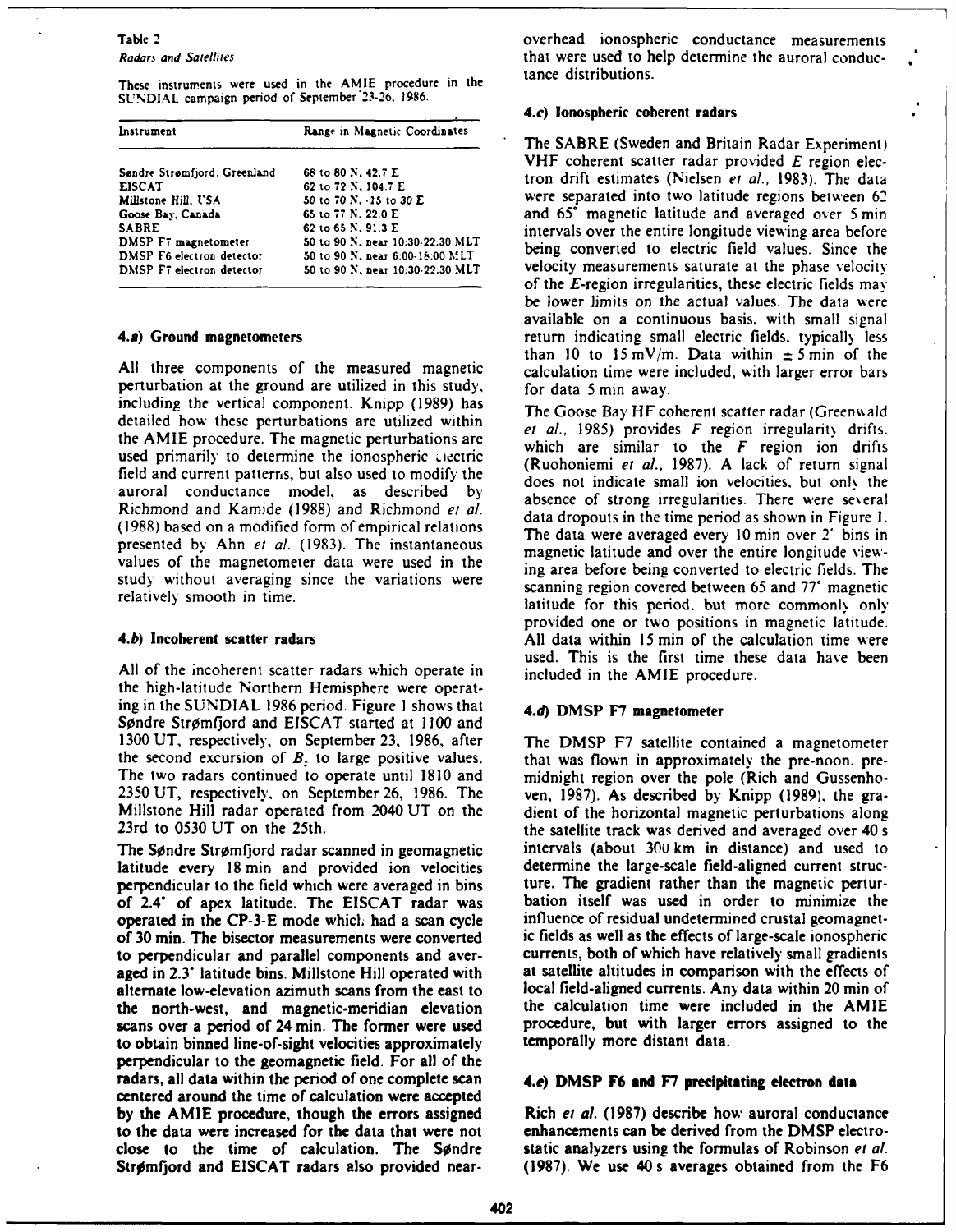Table 2
*Radars and Satellites*

These instruments were used in the AMIE procedure in the SUNDIAL campaign period of September 23-26, 1986.

| Instrument | Range in Magnetic Coordinates |
|---|---|
| Søndre Strømfjord, Greenland | 68 to 80 N, 42.7 E |
| EISCAT | 62 to 72 N, 104.7 E |
| Millstone Hill, USA | 50 to 70 N, -15 to 30 E |
| Goose Bay, Canada | 65 to 77 N, 22.0 E |
| SABRE | 62 to 65 N, 91.3 E |
| DMSP F7 magnetometer | 50 to 90 N, near 10:30-22:30 MLT |
| DMSP F6 electron detector | 50 to 90 N, near 6:00-18:00 MLT |
| DMSP F7 electron detector | 50 to 90 N, near 10:30-22:30 MLT |

### 4.a) Ground magnetometers

All three components of the measured magnetic perturbation at the ground are utilized in this study, including the vertical component. Knipp (1989) has detailed how these perturbations are utilized within the AMIE procedure. The magnetic perturbations are used primarily to determine the ionospheric electric field and current patterns, but also used to modify the auroral conductance model, as described by Richmond and Kamide (1988) and Richmond *et al.* (1988) based on a modified form of empirical relations presented by Ahn *et al.* (1983). The instantaneous values of the magnetometer data were used in the study without averaging since the variations were relatively smooth in time.

### 4.b) Incoherent scatter radars

All of the incoherent scatter radars which operate in the high-latitude Northern Hemisphere were operating in the SUNDIAL 1986 period. Figure 1 shows that Søndre Strømfjord and EISCAT started at 1100 and 1300 UT, respectively, on September 23, 1986, after the second excursion of $B_z$ to large positive values. The two radars continued to operate until 1810 and 2350 UT, respectively, on September 26, 1986. The Millstone Hill radar operated from 2040 UT on the 23rd to 0530 UT on the 25th.

The Søndre Strømfjord radar scanned in geomagnetic latitude every 18 min and provided ion velocities perpendicular to the field which were averaged in bins of 2.4° of apex latitude. The EISCAT radar was operated in the CP-3-E mode which had a scan cycle of 30 min. The bisector measurements were converted to perpendicular and parallel components and averaged in 2.3° latitude bins. Millstone Hill operated with alternate low-elevation azimuth scans from the east to the north-west, and magnetic-meridian elevation scans over a period of 24 min. The former were used to obtain binned line-of-sight velocities approximately perpendicular to the geomagnetic field. For all of the radars, all data within the period of one complete scan centered around the time of calculation were accepted by the AMIE procedure, though the errors assigned to the data were increased for the data that were not close to the time of calculation. The Søndre Strømfjord and EISCAT radars also provided near-overhead ionospheric conductance measurements that were used to help determine the auroral conductance distributions.

### 4.c) Ionospheric coherent radars

The SABRE (Sweden and Britain Radar Experiment) VHF coherent scatter radar provided $E$ region electron drift estimates (Nielsen *et al.*, 1983). The data were separated into two latitude regions between 62 and 65° magnetic latitude and averaged over 5 min intervals over the entire longitude viewing area before being converted to electric field values. Since the velocity measurements saturate at the phase velocity of the $E$-region irregularities, these electric fields may be lower limits on the actual values. The data were available on a continuous basis, with small signal return indicating small electric fields, typically less than 10 to 15 mV/m. Data within ± 5 min of the calculation time were included, with larger error bars for data 5 min away.

The Goose Bay HF coherent scatter radar (Greenwald *et al.*, 1985) provides $F$ region irregularity drifts, which are similar to the $F$ region ion drifts (Ruohoniemi *et al.*, 1987). A lack of return signal does not indicate small ion velocities, but only the absence of strong irregularities. There were several data dropouts in the time period as shown in Figure 1. The data were averaged every 10 min over 2° bins in magnetic latitude and over the entire longitude viewing area before being converted to electric fields. The scanning region covered between 65 and 77° magnetic latitude for this period, but more commonly only provided one or two positions in magnetic latitude. All data within 15 min of the calculation time were used. This is the first time these data have been included in the AMIE procedure.

### 4.d) DMSP F7 magnetometer

The DMSP F7 satellite contained a magnetometer that was flown in approximately the pre-noon, pre-midnight region over the pole (Rich and Gussenhoven, 1987). As described by Knipp (1989), the gradient of the horizontal magnetic perturbations along the satellite track was derived and averaged over 40 s intervals (about 300 km in distance) and used to determine the large-scale field-aligned current structure. The gradient rather than the magnetic perturbation itself was used in order to minimize the influence of residual undetermined crustal geomagnetic fields as well as the effects of large-scale ionospheric currents, both of which have relatively small gradients at satellite altitudes in comparison with the effects of local field-aligned currents. Any data within 20 min of the calculation time were included in the AMIE procedure, but with larger errors assigned to the temporally more distant data.

### 4.e) DMSP F6 and F7 precipitating electron data

Rich *et al.* (1987) describe how auroral conductance enhancements can be derived from the DMSP electrostatic analyzers using the formulas of Robinson *et al.* (1987). We use 40 s averages obtained from the F6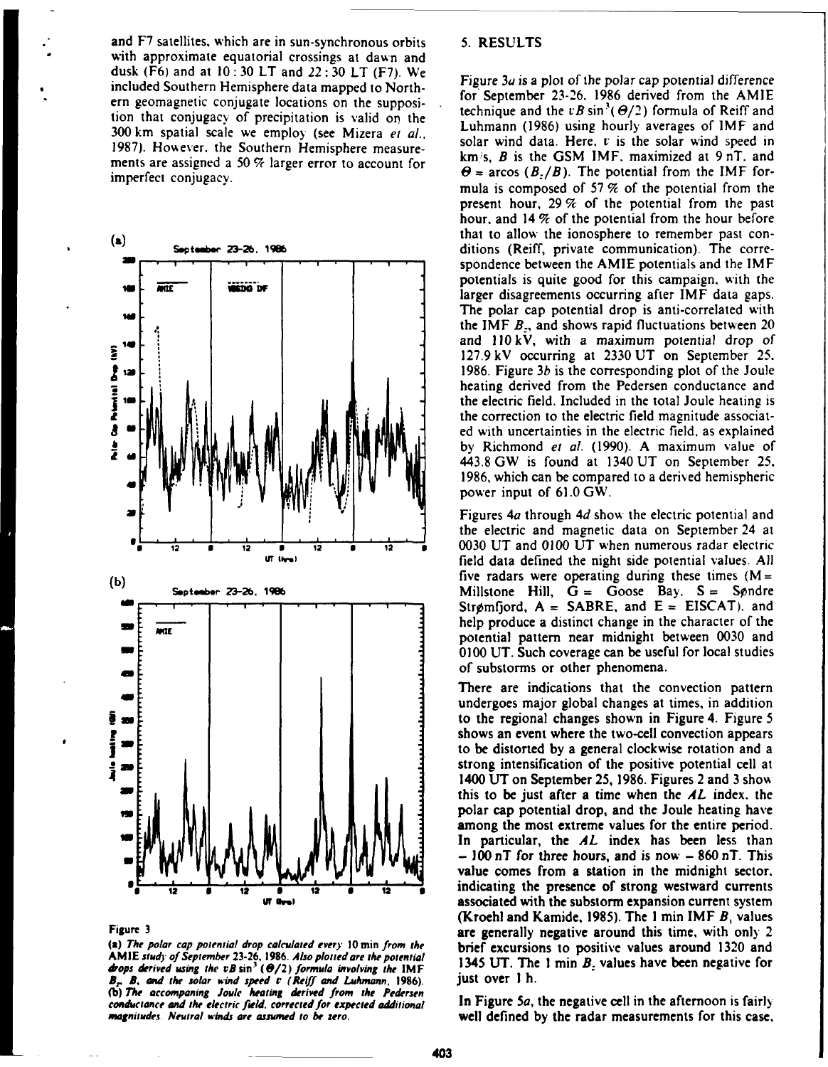and F7 satellites, which are in sun-synchronous orbits with approximate equatorial crossings at dawn and dusk (F6) and at 10 : 30 LT and 22 : 30 LT (F7). We included Southern Hemisphere data mapped to Northern geomagnetic conjugate locations on the supposition that conjugacy of precipitation is valid on the 300 km spatial scale we employ (see Mizera *et al.*, 1987). However, the Southern Hemisphere measurements are assigned a 50 % larger error to account for imperfect conjugacy.

Figure 3

*(a) The polar cap potential drop calculated every* 10 min *from the* AMIE *study of September 23-26, 1986. Also plotted are the potential drops derived using the $vB\sin^3(\Theta/2)$ formula involving the IMF $B_z$, $B$, and the solar wind speed $v$ (Reiff and Luhmann, 1986).*
*(b) The accompanying Joule heating derived from the Pedersen conductance and the electric field, corrected for expected additional magnitudes. Neutral winds are assumed to be zero.*

## 5. RESULTS

Figure 3*a* is a plot of the polar cap potential difference for September 23-26, 1986 derived from the AMIE technique and the $vB\sin^3(\Theta/2)$ formula of Reiff and Luhmann (1986) using hourly averages of IMF and solar wind data. Here, $v$ is the solar wind speed in km/s, $B$ is the GSM IMF, maximized at 9 nT, and $\Theta = \arccos(B_z/B)$. The potential from the IMF formula is composed of 57 % of the potential from the present hour, 29 % of the potential from the past hour, and 14 % of the potential from the hour before that to allow the ionosphere to remember past conditions (Reiff, private communication). The correspondence between the AMIE potentials and the IMF potentials is quite good for this campaign, with the larger disagreements occurring after IMF data gaps. The polar cap potential drop is anti-correlated with the IMF $B_z$, and shows rapid fluctuations between 20 and 110 kV, with a maximum potential drop of 127.9 kV occurring at 2330 UT on September 25, 1986. Figure 3*b* is the corresponding plot of the Joule heating derived from the Pedersen conductance and the electric field. Included in the total Joule heating is the correction to the electric field magnitude associated with uncertainties in the electric field, as explained by Richmond *et al.* (1990). A maximum value of 443.8 GW is found at 1340 UT on September 25, 1986, which can be compared to a derived hemispheric power input of 61.0 GW.

Figures 4*a* through 4*d* show the electric potential and the electric and magnetic data on September 24 at 0030 UT and 0100 UT when numerous radar electric field data defined the night side potential values. All five radars were operating during these times (M = Millstone Hill, G = Goose Bay, S = Søndre Strømfjord, A = SABRE, and E = EISCAT), and help produce a distinct change in the character of the potential pattern near midnight between 0030 and 0100 UT. Such coverage can be useful for local studies of substorms or other phenomena.

There are indications that the convection pattern undergoes major global changes at times, in addition to the regional changes shown in Figure 4. Figure 5 shows an event where the two-cell convection appears to be distorted by a general clockwise rotation and a strong intensification of the positive potential cell at 1400 UT on September 25, 1986. Figures 2 and 3 show this to be just after a time when the *AL* index, the polar cap potential drop, and the Joule heating have among the most extreme values for the entire period. In particular, the *AL* index has been less than − 100 nT for three hours, and is now − 860 nT. This value comes from a station in the midnight sector, indicating the presence of strong westward currents associated with the substorm expansion current system (Kroehl and Kamide, 1985). The 1 min IMF $B_z$ values are generally negative around this time, with only 2 brief excursions to positive values around 1320 and 1345 UT. The 1 min $B_z$ values have been negative for just over 1 h.

In Figure 5*a*, the negative cell in the afternoon is fairly well defined by the radar measurements for this case,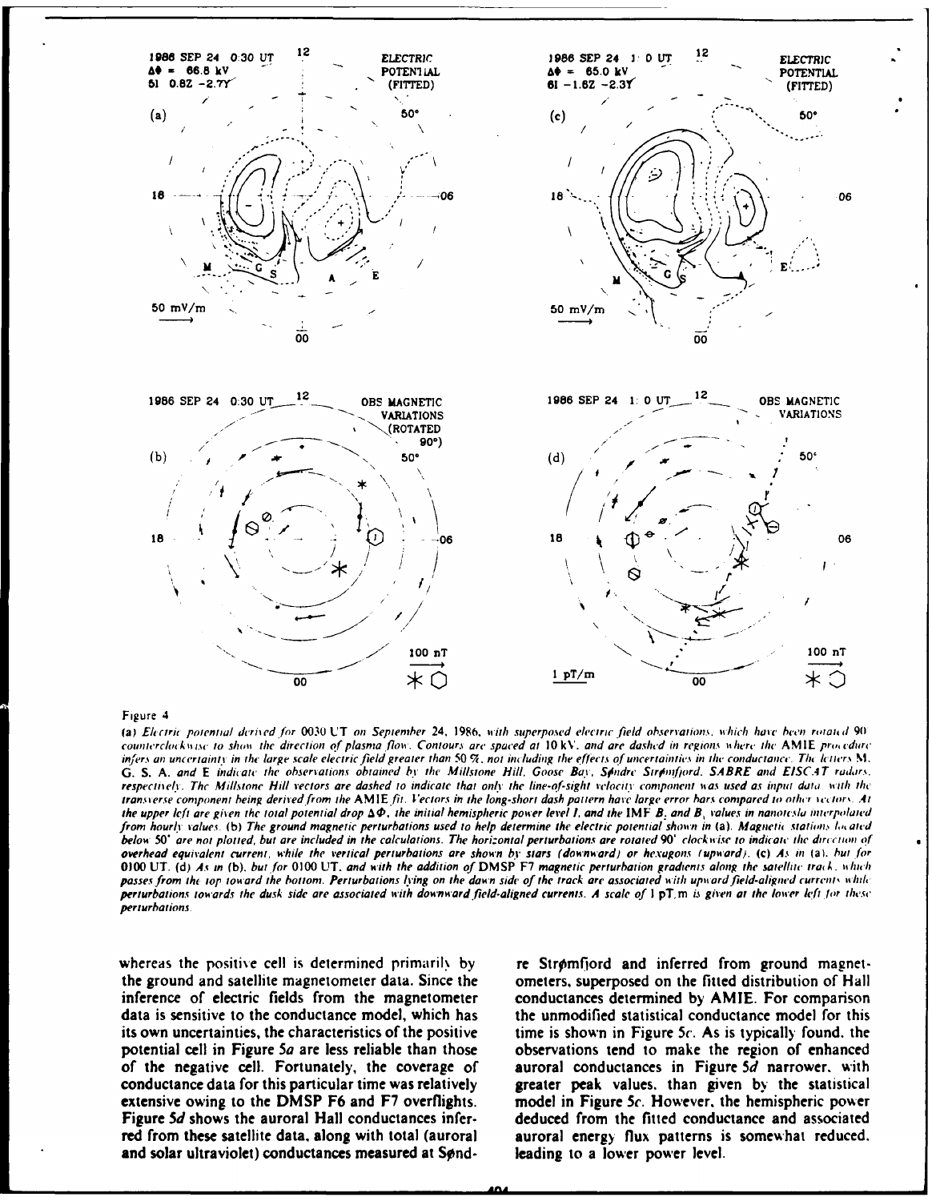Figure 4

*(a) Electric potential derived for 0030 UT on September 24, 1986, with superposed electric field observations, which have been rotated 90° counterclockwise to show the direction of plasma flow. Contours are spaced at 10 kV, and are dashed in regions where the AMIE procedure infers an uncertainty in the large scale electric field greater than 50 %, not including the effects of uncertainties in the conductance. The letters M, G, S, A, and E indicate the observations obtained by the Millstone Hill, Goose Bay, Søndre Strømfjord, SABRE and EISCAT radars, respectively. The Millstone Hill vectors are dashed to indicate that only the line-of-sight velocity component was used as input data, with the transverse component being derived from the AMIE fit. Vectors in the long-short dash pattern have large error bars compared to other vectors. At the upper left are given the total potential drop $\Delta\Phi$, the initial hemispheric power level I, and the IMF $B_z$ and $B_y$ values in nanoteslа interpolated from hourly values. (b) The ground magnetic perturbations used to help determine the electric potential shown in (a). Magnetic stations located below 50° are not plotted, but are included in the calculations. The horizontal perturbations are rotated 90° clockwise to indicate the direction of overhead equivalent current, while the vertical perturbations are shown by stars (downward) or hexagons (upward). (c) As in (a), but for 0100 UT. (d) As in (b), but for 0100 UT, and with the addition of DMSP F7 magnetic perturbation gradients along the satellite track, which passes from the top toward the bottom. Perturbations lying on the dawn side of the track are associated with upward field-aligned currents while perturbations towards the dusk side are associated with downward field-aligned currents. A scale of 1 pT/m is given at the lower left for these perturbations.*

whereas the positive cell is determined primarily by the ground and satellite magnetometer data. Since the inference of electric fields from the magnetometer data is sensitive to the conductance model, which has its own uncertainties, the characteristics of the positive potential cell in Figure 5a are less reliable than those of the negative cell. Fortunately, the coverage of conductance data for this particular time was relatively extensive owing to the DMSP F6 and F7 overflights. Figure 5d shows the auroral Hall conductances inferred from these satellite data, along with total (auroral and solar ultraviolet) conductances measured at Søndre Strømfjord and inferred from ground magnetometers, superposed on the fitted distribution of Hall conductances determined by AMIE. For comparison the unmodified statistical conductance model for this time is shown in Figure 5c. As is typically found, the observations tend to make the region of enhanced auroral conductances in Figure 5d narrower, with greater peak values, than given by the statistical model in Figure 5c. However, the hemispheric power deduced from the fitted conductance and associated auroral energy flux patterns is somewhat reduced, leading to a lower power level.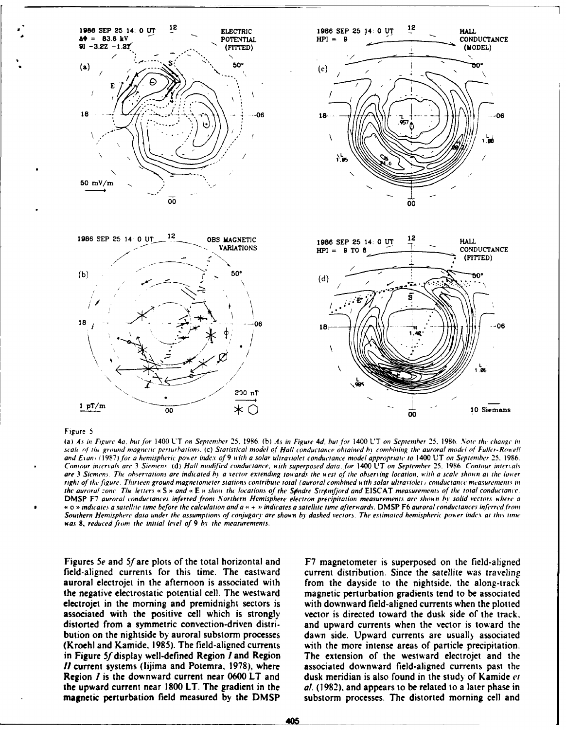Figure 5

*(a) As in Figure 4a, but for 1400 UT on September 25, 1986. (b) As in Figure 4d, but for 1400 UT on September 25, 1986. Note the change in scale of the ground magnetic perturbations. (c) Statistical model of Hall conductance obtained by combining the auroral model of Fuller-Rowell and Evans (1987) for a hemispheric power index of 9 with a solar ultraviolet conductance model appropriate to 1400 UT on September 25, 1986. Contour intervals are 3 Siemens. (d) Hall modified conductance, with superposed data, for 1400 UT on September 25, 1986. Contour intervals are 3 Siemens. The observations are indicated by a vector extending towards the west of the observing location, with a scale shown at the lower right of the figure. Thirteen ground magnetometer stations contribute total (auroral combined with solar ultraviolet) conductance measurements in the auroral zone. The letters « S » and « E » show the locations of the Sφndre Strφmfjord and EISCAT measurements of the total conductance. DMSP F7 auroral conductances inferred from Northern Hemisphere electron precipitation measurements are shown by solid vectors where a « o » indicates a satellite time before the calculation and a « + » indicates a satellite time afterwards. DMSP F6 auroral conductances inferred from Southern Hemisphere data under the assumptions of conjugacy are shown by dashed vectors. The estimated hemispheric power index at this time was 8, reduced from the initial level of 9 by the measurements.*

Figures 5*e* and 5*f* are plots of the total horizontal and field-aligned currents for this time. The eastward auroral electrojet in the afternoon is associated with the negative electrostatic potential cell. The westward electrojet in the morning and premidnight sectors is associated with the positive cell which is strongly distorted from a symmetric convection-driven distribution on the nightside by auroral substorm processes (Kroehl and Kamide, 1985). The field-aligned currents in Figure 5*f* display well-defined Region *I* and Region *II* current systems (Iijima and Potemra, 1978), where Region *I* is the downward current near 0600 LT and the upward current near 1800 LT. The gradient in the magnetic perturbation field measured by the DMSP F7 magnetometer is superposed on the field-aligned current distribution. Since the satellite was traveling from the dayside to the nightside, the along-track magnetic perturbation gradients tend to be associated with downward field-aligned currents when the plotted vector is directed toward the dusk side of the track, and upward currents when the vector is toward the dawn side. Upward currents are usually associated with the more intense areas of particle precipitation. The extension of the westward electrojet and the associated downward field-aligned currents past the dusk meridian is also found in the study of Kamide *et al.* (1982), and appears to be related to a later phase in substorm processes. The distorted morning cell and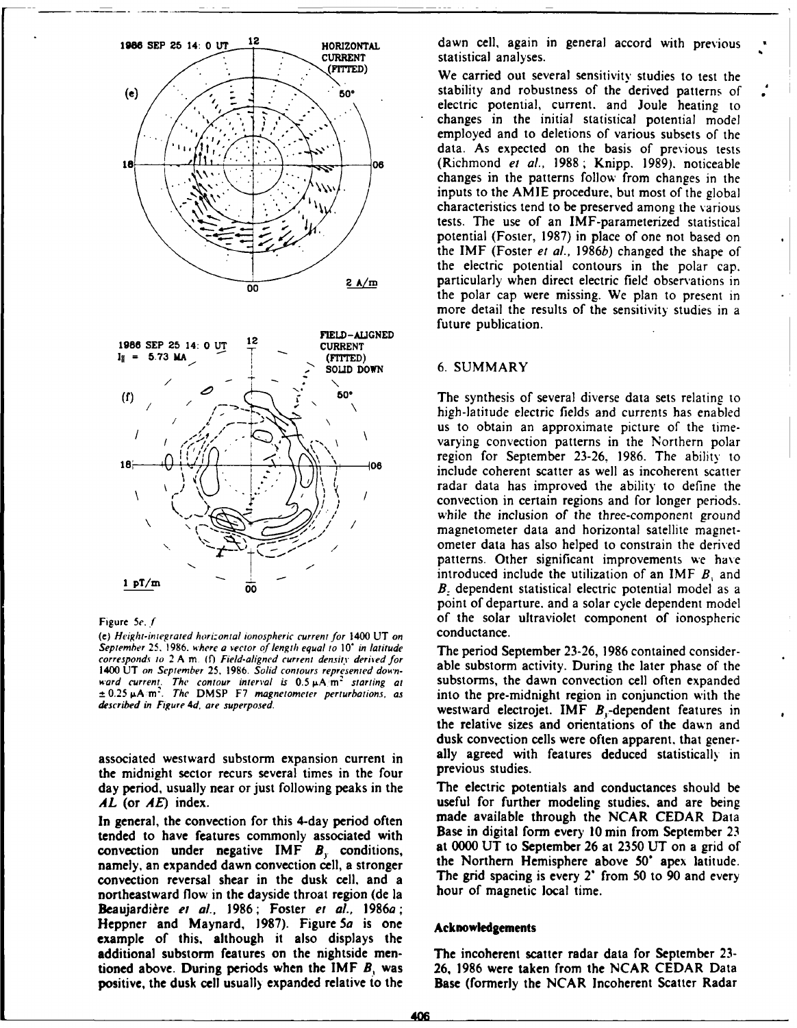Figure 5e, f

(e) *Height-integrated horizontal ionospheric current for* 1400 UT *on September* 25, 1986, *where a vector of length equal to* 10° *in latitude corresponds to* 2 A m. (f) *Field-aligned current density derived for* 1400 UT *on September* 25, 1986. *Solid contours represent downward current. The contour interval is* 0.5 μA m$^{-2}$ *starting at* ± 0.25 μA m$^{-2}$. *The* DMSP F7 *magnetometer perturbations, as described in Figure* 4d, *are superposed.*

associated westward substorm expansion current in the midnight sector recurs several times in the four day period, usually near or just following peaks in the *AL* (or *AE*) index.

In general, the convection for this 4-day period often tended to have features commonly associated with convection under negative IMF $B_y$ conditions, namely, an expanded dawn convection cell, a stronger convection reversal shear in the dusk cell, and a northeastward flow in the dayside throat region (de la Beaujardière *et al.*, 1986; Foster *et al.*, 1986*a*; Heppner and Maynard, 1987). Figure 5*a* is one example of this, although it also displays the additional substorm features on the nightside mentioned above. During periods when the IMF $B_y$ was positive, the dusk cell usually expanded relative to the dawn cell, again in general accord with previous statistical analyses.

We carried out several sensitivity studies to test the stability and robustness of the derived patterns of electric potential, current, and Joule heating to changes in the initial statistical potential model employed and to deletions of various subsets of the data. As expected on the basis of previous tests (Richmond *et al.*, 1988; Knipp, 1989), noticeable changes in the patterns follow from changes in the inputs to the AMIE procedure, but most of the global characteristics tend to be preserved among the various tests. The use of an IMF-parameterized statistical potential (Foster, 1987) in place of one not based on the IMF (Foster *et al.*, 1986*b*) changed the shape of the electric potential contours in the polar cap, particularly when direct electric field observations in the polar cap were missing. We plan to present in more detail the results of the sensitivity studies in a future publication.

## 6. SUMMARY

The synthesis of several diverse data sets relating to high-latitude electric fields and currents has enabled us to obtain an approximate picture of the time-varying convection patterns in the Northern polar region for September 23-26, 1986. The ability to include coherent scatter as well as incoherent scatter radar data has improved the ability to define the convection in certain regions and for longer periods, while the inclusion of the three-component ground magnetometer data and horizontal satellite magnetometer data has also helped to constrain the derived patterns. Other significant improvements we have introduced include the utilization of an IMF $B_y$ and $B_z$ dependent statistical electric potential model as a point of departure, and a solar cycle dependent model of the solar ultraviolet component of ionospheric conductance.

The period September 23-26, 1986 contained considerable substorm activity. During the later phase of the substorms, the dawn convection cell often expanded into the pre-midnight region in conjunction with the westward electrojet. IMF $B_y$-dependent features in the relative sizes and orientations of the dawn and dusk convection cells were often apparent, that generally agreed with features deduced statistically in previous studies.

The electric potentials and conductances should be useful for further modeling studies, and are being made available through the NCAR CEDAR Data Base in digital form every 10 min from September 23 at 0000 UT to September 26 at 2350 UT on a grid of the Northern Hemisphere above 50° apex latitude. The grid spacing is every 2° from 50 to 90 and every hour of magnetic local time.

#### Acknowledgements

The incoherent scatter radar data for September 23-26, 1986 were taken from the NCAR CEDAR Data Base (formerly the NCAR Incoherent Scatter Radar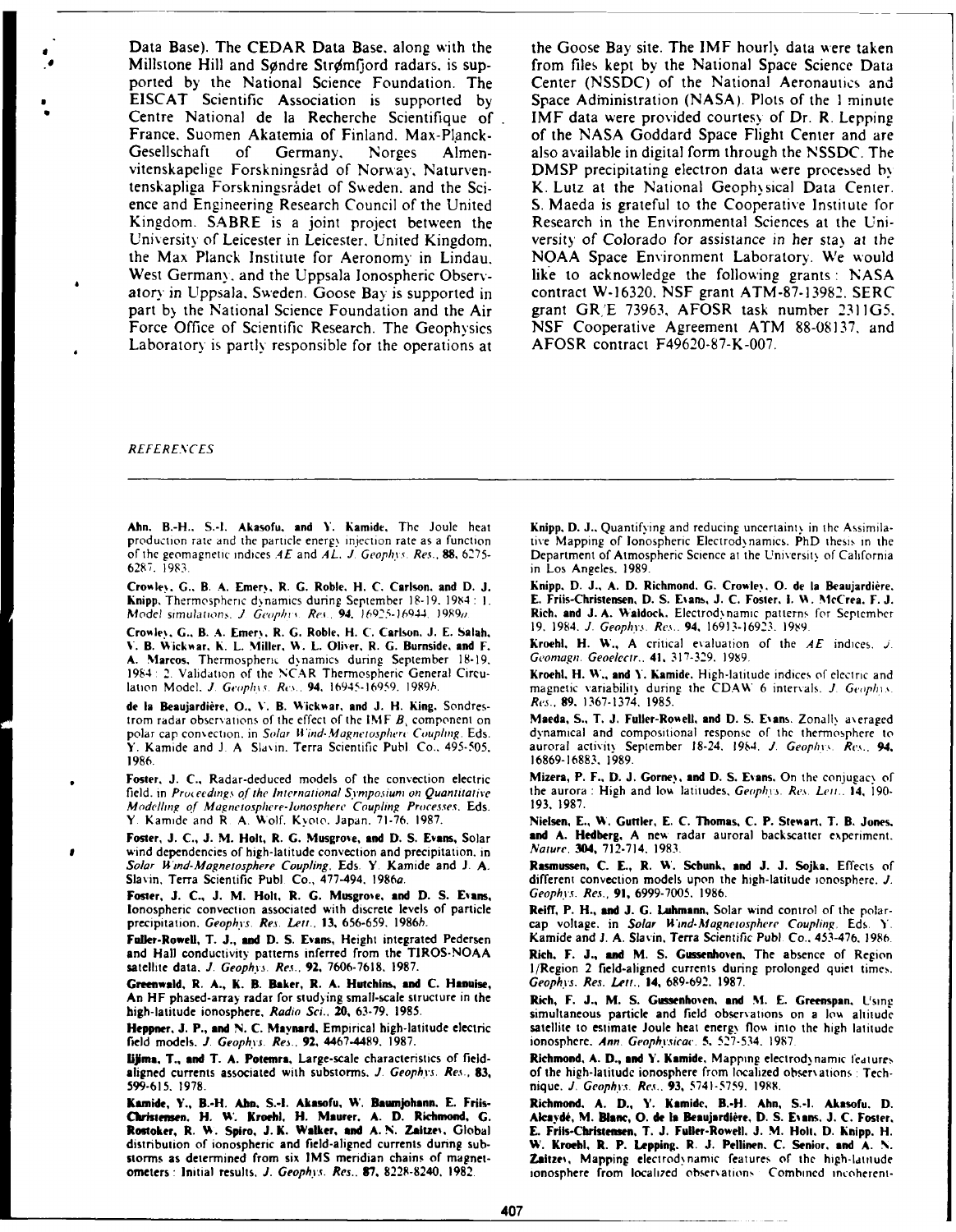Data Base). The CEDAR Data Base, along with the Millstone Hill and Søndre Strømfjord radars, is supported by the National Science Foundation. The EISCAT Scientific Association is supported by Centre National de la Recherche Scientifique of France, Suomen Akatemia of Finland, Max-Planck-Gesellschaft of Germany, Norges Almenvitenskapelige Forskningsråd of Norway, Naturvetenskapliga Forskningsrådet of Sweden, and the Science and Engineering Research Council of the United Kingdom. SABRE is a joint project between the University of Leicester in Leicester, United Kingdom, the Max Planck Institute for Aeronomy in Lindau, West Germany, and the Uppsala Ionospheric Observatory in Uppsala, Sweden. Goose Bay is supported in part by the National Science Foundation and the Air Force Office of Scientific Research. The Geophysics Laboratory is partly responsible for the operations at the Goose Bay site. The IMF hourly data were taken from files kept by the National Space Science Data Center (NSSDC) of the National Aeronautics and Space Administration (NASA). Plots of the 1 minute IMF data were provided courtesy of Dr. R. Lepping of the NASA Goddard Space Flight Center and are also available in digital form through the NSSDC. The DMSP precipitating electron data were processed by K. Lutz at the National Geophysical Data Center. S. Maeda is grateful to the Cooperative Institute for Research in the Environmental Sciences at the University of Colorado for assistance in her stay at the NOAA Space Environment Laboratory. We would like to acknowledge the following grants: NASA contract W-16320, NSF grant ATM-87-13982, SERC grant GR/E 73963, AFOSR task number 2311G5, NSF Cooperative Agreement ATM 88-08137, and AFOSR contract F49620-87-K-007.

## REFERENCES

**Ahn, B.-H., S.-I. Akasofu, and Y. Kamide**, The Joule heat production rate and the particle energy injection rate as a function of the geomagnetic indices *AE* and *AL*. *J. Geophys. Res.*, **88**, 6275-6287, 1983.

**Crowley, G., B. A. Emery, R. G. Roble, H. C. Carlson, and D. J. Knipp**, Thermospheric dynamics during September 18-19, 1984: 1. Model simulations. *J. Geophys. Res.*, **94**, 16925-16944, 1989*a*.

**Crowley, G., B. A. Emery, R. G. Roble, H. C. Carlson, J. E. Salah, V. B. Wickwar, K. L. Miller, W. L. Oliver, R. G. Burnside, and F. A. Marcos**, Thermospheric dynamics during September 18-19, 1984: 2. Validation of the NCAR Thermospheric General Circulation Model. *J. Geophys. Res.*, **94**, 16945-16959, 1989*b*.

**de la Beaujardière, O., V. B. Wickwar, and J. H. King**, Sondrestrom radar observations of the effect of the IMF $B_y$ component on polar cap convection, in *Solar Wind-Magnetosphere Coupling*, Eds. Y. Kamide and J. A. Slavin, Terra Scientific Publ. Co., 495-505, 1986.

**Foster, J. C.**, Radar-deduced models of the convection electric field, in *Proceedings of the International Symposium on Quantitative Modelling of Magnetosphere-Ionosphere Coupling Processes*, Eds. Y. Kamide and R. A. Wolf, Kyoto, Japan, 71-76, 1987.

**Foster, J. C., J. M. Holt, R. G. Musgrove, and D. S. Evans**, Solar wind dependencies of high-latitude convection and precipitation, in *Solar Wind-Magnetosphere Coupling*, Eds. Y. Kamide and J. A. Slavin, Terra Scientific Publ. Co., 477-494, 1986*a*.

**Foster, J. C., J. M. Holt, R. G. Musgrove, and D. S. Evans**, Ionospheric convection associated with discrete levels of particle precipitation. *Geophys. Res. Lett.*, **13**, 656-659, 1986*b*.

**Fuller-Rowell, T. J., and D. S. Evans**, Height integrated Pedersen and Hall conductivity patterns inferred from the TIROS-NOAA satellite data. *J. Geophys. Res.*, **92**, 7606-7618, 1987.

**Greenwald, R. A., K. B. Baker, R. A. Hutchins, and C. Hanuise**, An HF phased-array radar for studying small-scale structure in the high-latitude ionosphere. *Radio Sci.*, **20**, 63-79, 1985.

**Heppner, J. P., and N. C. Maynard**, Empirical high-latitude electric field models. *J. Geophys. Res.*, **92**, 4467-4489, 1987.

**Iijima, T., and T. A. Potemra**, Large-scale characteristics of field-aligned currents associated with substorms. *J. Geophys. Res.*, **83**, 599-615, 1978.

**Kamide, Y., B.-H. Ahn, S.-I. Akasofu, W. Baumjohann, E. Friis-Christensen, H. W. Kroehl, H. Maurer, A. D. Richmond, G. Rostoker, R. W. Spiro, J. K. Walker, and A. N. Zaitzev**, Global distribution of ionospheric and field-aligned currents during substorms as determined from six IMS meridian chains of magnetometers: Initial results. *J. Geophys. Res.*, **87**, 8228-8240, 1982.

**Knipp, D. J.**, Quantifying and reducing uncertainty in the Assimilative Mapping of Ionospheric Electrodynamics. PhD thesis in the Department of Atmospheric Science at the University of California in Los Angeles, 1989.

**Knipp, D. J., A. D. Richmond, G. Crowley, O. de la Beaujardière, E. Friis-Christensen, D. S. Evans, J. C. Foster, I. W. McCrea, F. J. Rich, and J. A. Waldock**, Electrodynamic patterns for September 19, 1984. *J. Geophys. Res.*, **94**, 16913-16923, 1989.

**Kroehl, H. W.**, A critical evaluation of the *AE* indices. *J. Geomagn. Geoelectr.*, **41**, 317-329, 1989.

**Kroehl, H. W., and Y. Kamide**, High-latitude indices of electric and magnetic variability during the CDAW 6 intervals. *J. Geophys. Res.*, **89**, 1367-1374, 1985.

**Maeda, S., T. J. Fuller-Rowell, and D. S. Evans**, Zonally averaged dynamical and compositional response of the thermosphere to auroral activity September 18-24, 1984. *J. Geophys. Res.*, **94**, 16869-16883, 1989.

**Mizera, P. F., D. J. Gorney, and D. S. Evans**, On the conjugacy of the aurora: High and low latitudes. *Geophys. Res. Lett.*, **14**, 190-193, 1987.

**Nielsen, E., W. Guttler, E. C. Thomas, C. P. Stewart, T. B. Jones, and A. Hedberg**, A new radar auroral backscatter experiment. *Nature*, **304**, 712-714, 1983.

**Rasmussen, C. E., R. W. Schunk, and J. J. Sojka**, Effects of different convection models upon the high-latitude ionosphere. *J. Geophys. Res.*, **91**, 6999-7005, 1986.

**Reiff, P. H., and J. G. Luhmann**, Solar wind control of the polar-cap voltage, in *Solar Wind-Magnetosphere Coupling*, Eds. Y. Kamide and J. A. Slavin, Terra Scientific Publ. Co., 453-476, 1986.

**Rich, F. J., and M. S. Gussenhoven**, The absence of Region 1/Region 2 field-aligned currents during prolonged quiet times. *Geophys. Res. Lett.*, **14**, 689-692, 1987.

**Rich, F. J., M. S. Gussenhoven, and M. E. Greenspan**, Using simultaneous particle and field observations on a low altitude satellite to estimate Joule heat energy flow into the high latitude ionosphere. *Ann. Geophysicae*, **5**, 527-534, 1987.

**Richmond, A. D., and Y. Kamide**, Mapping electrodynamic features of the high-latitude ionosphere from localized observations: Technique. *J. Geophys. Res.*, **93**, 5741-5759, 1988.

**Richmond, A. D., Y. Kamide, B.-H. Ahn, S.-I. Akasofu, D. Alcaydé, M. Blanc, O. de la Beaujardière, D. S. Evans, J. C. Foster, E. Friis-Christensen, T. J. Fuller-Rowell, J. M. Holt, D. Knipp, H. W. Kroehl, R. P. Lepping, R. J. Pellinen, C. Senior, and A. N. Zaitzev**, Mapping electrodynamic features of the high-latitude ionosphere from localized observations: Combined incoherent-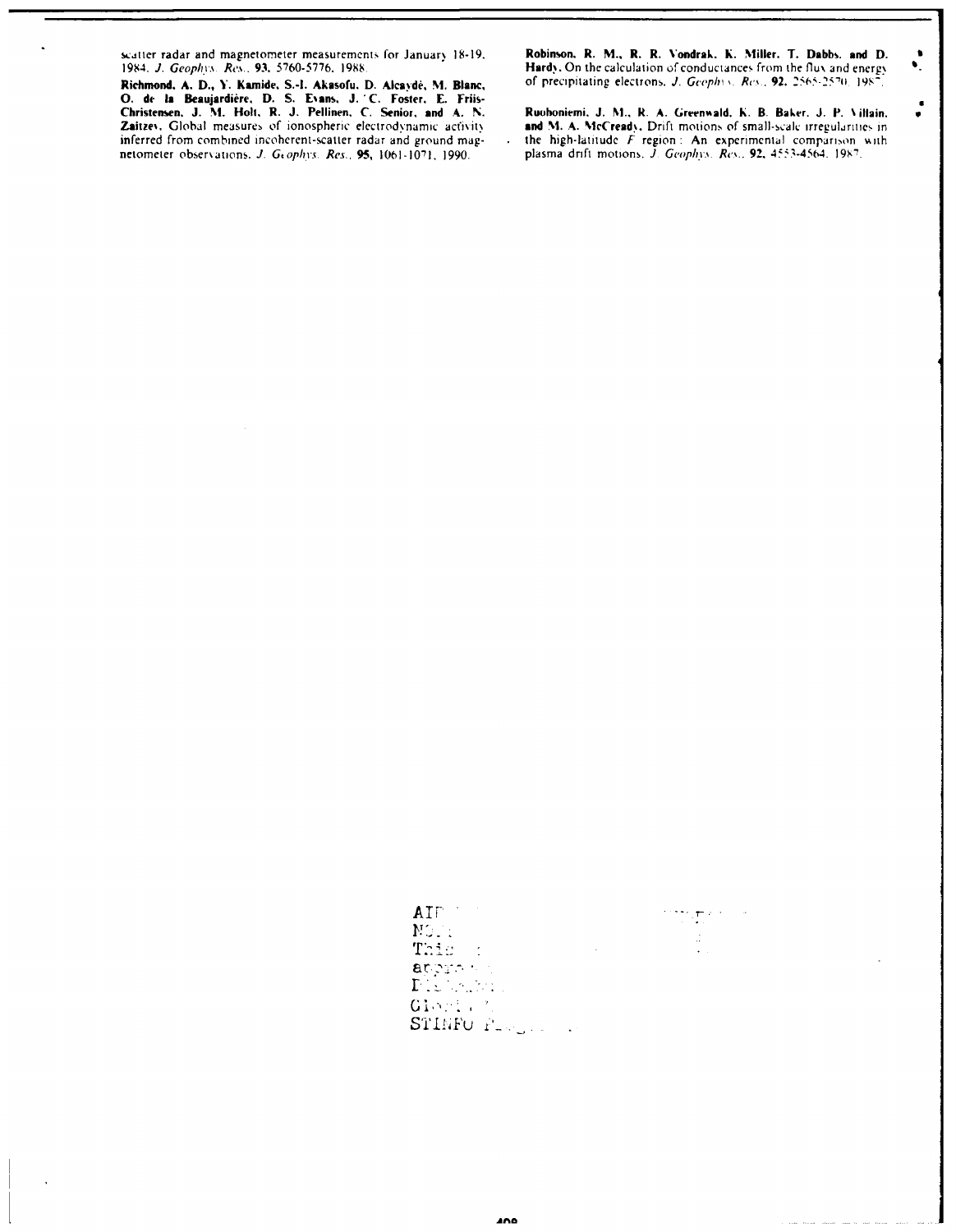scatter radar and magnetometer measurements for January 18-19, 1984. *J. Geophys. Res.*, **93**, 5760-5776, 1988.

**Richmond, A. D., Y. Kamide, S.-I. Akasofu, D. Alcaydé, M. Blanc, O. de la Beaujardière, D. S. Evans, J. C. Foster, E. Friis-Christensen, J. M. Holt, R. J. Pellinen, C. Senior, and A. N. Zaitzev**, Global measures of ionospheric electrodynamic activity inferred from combined incoherent-scatter radar and ground magnetometer observations. *J. Geophys. Res.*, **95**, 1061-1071, 1990.

**Robinson, R. M., R. R. Vondrak, K. Miller, T. Dabbs, and D. Hardy**, On the calculation of conductances from the flux and energy of precipitating electrons. *J. Geophys. Res.*, **92**, 2565-2570, 1987.

**Ruohoniemi, J. M., R. A. Greenwald, K. B. Baker, J. P. Villain, and M. A. McCready**, Drift motions of small-scale irregularities in the high-latitude *F* region: An experimental comparison with plasma drift motions. *J. Geophys. Res.*, **92**, 4553-4564, 1987.

AIR
NOT
This
appr
DI
CI
STINFO